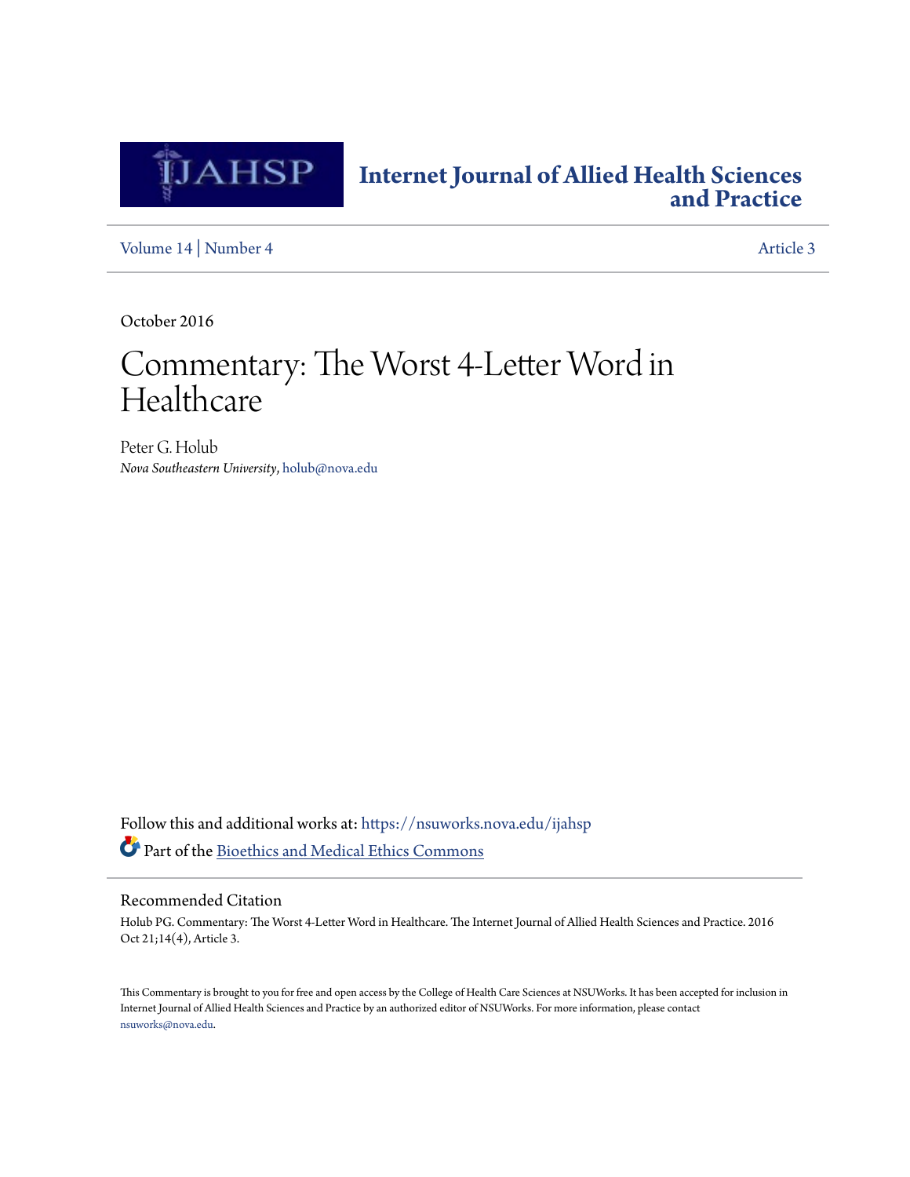# Internet Journal of Allied Health Sciences and Practice

Volume 14 | Number 4 Article 3

October 2016

# Commentary: The Worst 4-Letter Word in Healthcare

Peter G. Holub
*Nova Southeastern University*, holub@nova.edu

Follow this and additional works at: https://nsuworks.nova.edu/ijahsp

Part of the Bioethics and Medical Ethics Commons

## Recommended Citation

Holub PG. Commentary: The Worst 4-Letter Word in Healthcare. The Internet Journal of Allied Health Sciences and Practice. 2016 Oct 21;14(4), Article 3.

This Commentary is brought to you for free and open access by the College of Health Care Sciences at NSUWorks. It has been accepted for inclusion in Internet Journal of Allied Health Sciences and Practice by an authorized editor of NSUWorks. For more information, please contact nsuworks@nova.edu.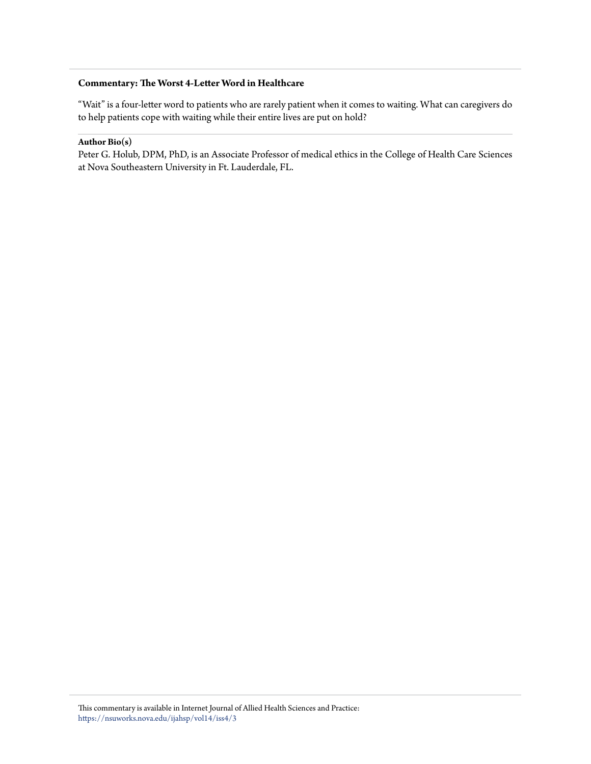**Commentary: The Worst 4-Letter Word in Healthcare**

"Wait" is a four-letter word to patients who are rarely patient when it comes to waiting. What can caregivers do to help patients cope with waiting while their entire lives are put on hold?

**Author Bio(s)**

Peter G. Holub, DPM, PhD, is an Associate Professor of medical ethics in the College of Health Care Sciences at Nova Southeastern University in Ft. Lauderdale, FL.

This commentary is available in Internet Journal of Allied Health Sciences and Practice: https://nsuworks.nova.edu/ijahsp/vol14/iss4/3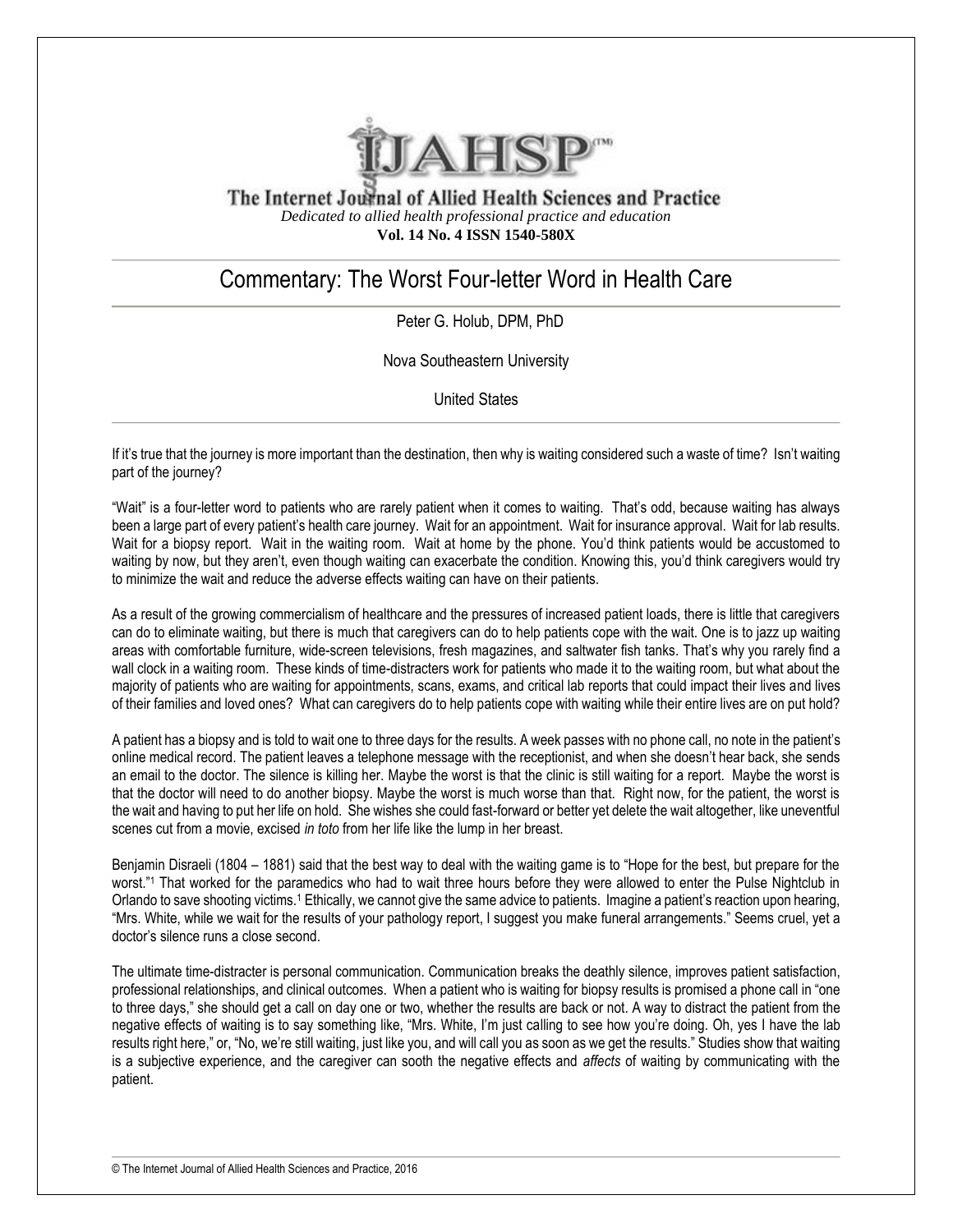# Commentary: The Worst Four-letter Word in Health Care

Peter G. Holub, DPM, PhD

Nova Southeastern University

United States

If it's true that the journey is more important than the destination, then why is waiting considered such a waste of time? Isn't waiting part of the journey?

"Wait" is a four-letter word to patients who are rarely patient when it comes to waiting. That's odd, because waiting has always been a large part of every patient's health care journey. Wait for an appointment. Wait for insurance approval. Wait for lab results. Wait for a biopsy report. Wait in the waiting room. Wait at home by the phone. You'd think patients would be accustomed to waiting by now, but they aren't, even though waiting can exacerbate the condition. Knowing this, you'd think caregivers would try to minimize the wait and reduce the adverse effects waiting can have on their patients.

As a result of the growing commercialism of healthcare and the pressures of increased patient loads, there is little that caregivers can do to eliminate waiting, but there is much that caregivers can do to help patients cope with the wait. One is to jazz up waiting areas with comfortable furniture, wide-screen televisions, fresh magazines, and saltwater fish tanks. That's why you rarely find a wall clock in a waiting room. These kinds of time-distracters work for patients who made it to the waiting room, but what about the majority of patients who are waiting for appointments, scans, exams, and critical lab reports that could impact their lives and lives of their families and loved ones? What can caregivers do to help patients cope with waiting while their entire lives are on put hold?

A patient has a biopsy and is told to wait one to three days for the results. A week passes with no phone call, no note in the patient's online medical record. The patient leaves a telephone message with the receptionist, and when she doesn't hear back, she sends an email to the doctor. The silence is killing her. Maybe the worst is that the clinic is still waiting for a report. Maybe the worst is that the doctor will need to do another biopsy. Maybe the worst is much worse than that. Right now, for the patient, the worst is the wait and having to put her life on hold. She wishes she could fast-forward or better yet delete the wait altogether, like uneventful scenes cut from a movie, excised *in toto* from her life like the lump in her breast.

Benjamin Disraeli (1804 – 1881) said that the best way to deal with the waiting game is to "Hope for the best, but prepare for the worst."[1] That worked for the paramedics who had to wait three hours before they were allowed to enter the Pulse Nightclub in Orlando to save shooting victims.[1] Ethically, we cannot give the same advice to patients. Imagine a patient's reaction upon hearing, "Mrs. White, while we wait for the results of your pathology report, I suggest you make funeral arrangements." Seems cruel, yet a doctor's silence runs a close second.

The ultimate time-distracter is personal communication. Communication breaks the deathly silence, improves patient satisfaction, professional relationships, and clinical outcomes. When a patient who is waiting for biopsy results is promised a phone call in "one to three days," she should get a call on day one or two, whether the results are back or not. A way to distract the patient from the negative effects of waiting is to say something like, "Mrs. White, I'm just calling to see how you're doing. Oh, yes I have the lab results right here," or, "No, we're still waiting, just like you, and will call you as soon as we get the results." Studies show that waiting is a subjective experience, and the caregiver can sooth the negative effects and *affects* of waiting by communicating with the patient.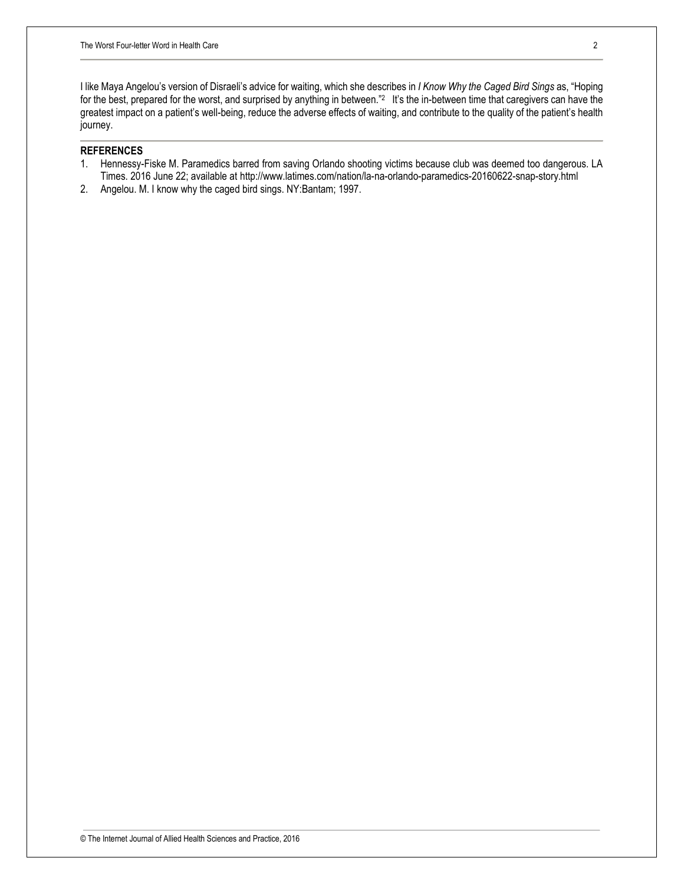I like Maya Angelou's version of Disraeli's advice for waiting, which she describes in *I Know Why the Caged Bird Sings* as, "Hoping for the best, prepared for the worst, and surprised by anything in between."[2] It's the in-between time that caregivers can have the greatest impact on a patient's well-being, reduce the adverse effects of waiting, and contribute to the quality of the patient's health journey.

## REFERENCES

1. Hennessy-Fiske M. Paramedics barred from saving Orlando shooting victims because club was deemed too dangerous. LA Times. 2016 June 22; available at http://www.latimes.com/nation/la-na-orlando-paramedics-20160622-snap-story.html
2. Angelou. M. I know why the caged bird sings. NY:Bantam; 1997.